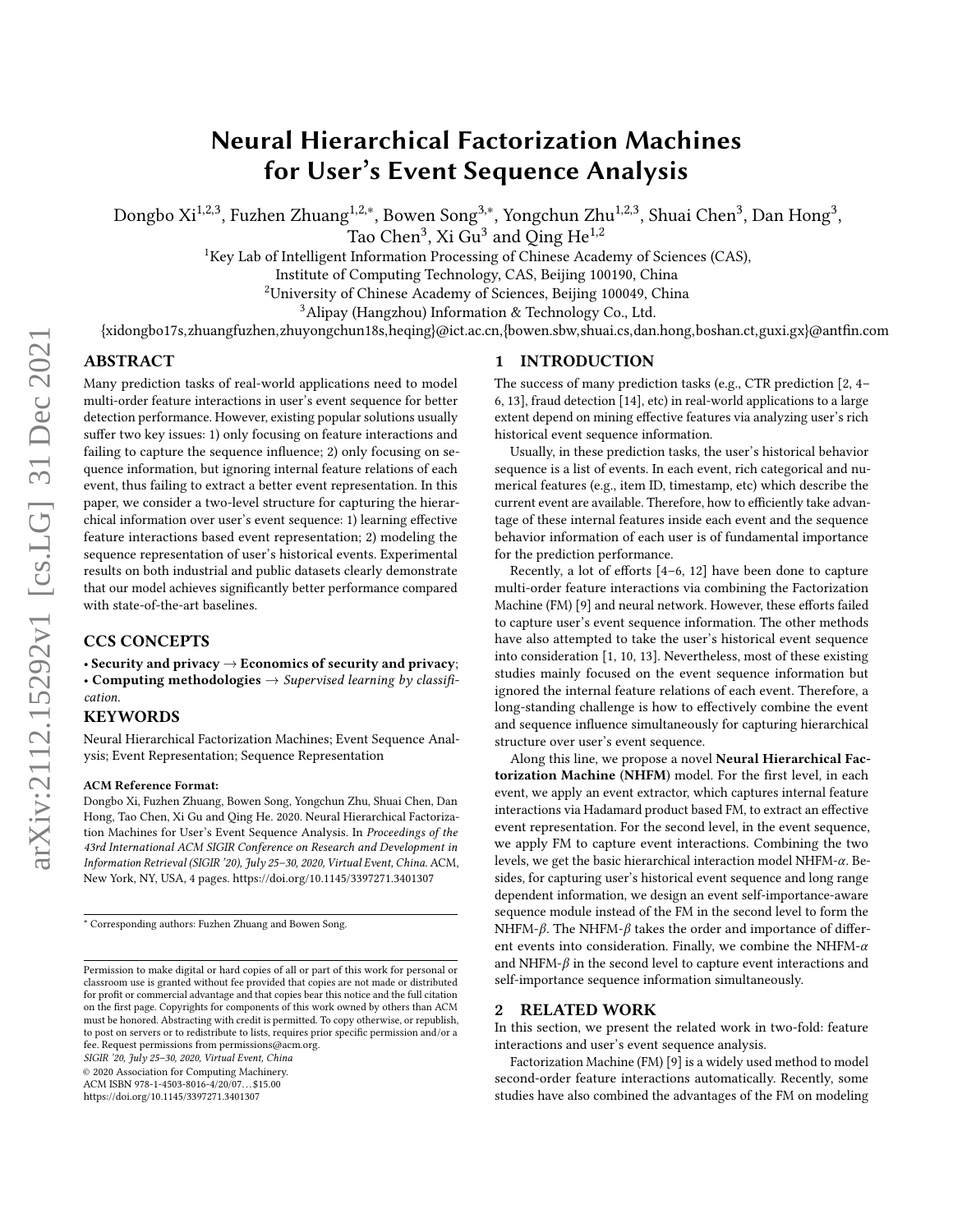# Neural Hierarchical Factorization Machines for User's Event Sequence Analysis

Dongbo Xi[1,2,3], Fuzhen Zhuang[1,2,*], Bowen Song[3,*], Yongchun Zhu[1,2,3], Shuai Chen[3], Dan Hong[3], Tao Chen[3], Xi Gu[3] and Qing He[1,2]

[1]Key Lab of Intelligent Information Processing of Chinese Academy of Sciences (CAS), Institute of Computing Technology, CAS, Beijing 100190, China

[2]University of Chinese Academy of Sciences, Beijing 100049, China

[3]Alipay (Hangzhou) Information & Technology Co., Ltd.

{xidongbo17s,zhuangfuzhen,zhuyongchun18s,heqing}@ict.ac.cn,{bowen.sbw,shuai.cs,dan.hong,boshan.ct,guxi.gx}@antfin.com

## ABSTRACT

Many prediction tasks of real-world applications need to model multi-order feature interactions in user's event sequence for better detection performance. However, existing popular solutions usually suffer two key issues: 1) only focusing on feature interactions and failing to capture the sequence influence; 2) only focusing on sequence information, but ignoring internal feature relations of each event, thus failing to extract a better event representation. In this paper, we consider a two-level structure for capturing the hierarchical information over user's event sequence: 1) learning effective feature interactions based event representation; 2) modeling the sequence representation of user's historical events. Experimental results on both industrial and public datasets clearly demonstrate that our model achieves significantly better performance compared with state-of-the-art baselines.

## CCS CONCEPTS

- **Security and privacy** → **Economics of security and privacy**;
- **Computing methodologies** → *Supervised learning by classification*.

## KEYWORDS

Neural Hierarchical Factorization Machines; Event Sequence Analysis; Event Representation; Sequence Representation

**ACM Reference Format:**

Dongbo Xi, Fuzhen Zhuang, Bowen Song, Yongchun Zhu, Shuai Chen, Dan Hong, Tao Chen, Xi Gu and Qing He. 2020. Neural Hierarchical Factorization Machines for User's Event Sequence Analysis. In *Proceedings of the 43rd International ACM SIGIR Conference on Research and Development in Information Retrieval (SIGIR '20), July 25–30, 2020, Virtual Event, China.* ACM, New York, NY, USA, 4 pages. https://doi.org/10.1145/3397271.3401307

* Corresponding authors: Fuzhen Zhuang and Bowen Song.

Permission to make digital or hard copies of all or part of this work for personal or classroom use is granted without fee provided that copies are not made or distributed for profit or commercial advantage and that copies bear this notice and the full citation on the first page. Copyrights for components of this work owned by others than ACM must be honored. Abstracting with credit is permitted. To copy otherwise, or republish, to post on servers or to redistribute to lists, requires prior specific permission and/or a fee. Request permissions from permissions@acm.org.

*SIGIR '20, July 25–30, 2020, Virtual Event, China*

© 2020 Association for Computing Machinery.

ACM ISBN 978-1-4503-8016-4/20/07...$15.00

https://doi.org/10.1145/3397271.3401307

## 1 INTRODUCTION

The success of many prediction tasks (e.g., CTR prediction [2, 4–6, 13], fraud detection [14], etc) in real-world applications to a large extent depend on mining effective features via analyzing user's rich historical event sequence information.

Usually, in these prediction tasks, the user's historical behavior sequence is a list of events. In each event, rich categorical and numerical features (e.g., item ID, timestamp, etc) which describe the current event are available. Therefore, how to efficiently take advantage of these internal features inside each event and the sequence behavior information of each user is of fundamental importance for the prediction performance.

Recently, a lot of efforts [4–6, 12] have been done to capture multi-order feature interactions via combining the Factorization Machine (FM) [9] and neural network. However, these efforts failed to capture user's event sequence information. The other methods have also attempted to take the user's historical event sequence into consideration [1, 10, 13]. Nevertheless, most of these existing studies mainly focused on the event sequence information but ignored the internal feature relations of each event. Therefore, a long-standing challenge is how to effectively combine the event and sequence influence simultaneously for capturing hierarchical structure over user's event sequence.

Along this line, we propose a novel **Neural Hierarchical Factorization Machine (NHFM)** model. For the first level, in each event, we apply an event extractor, which captures internal feature interactions via Hadamard product based FM, to extract an effective event representation. For the second level, in the event sequence, we apply FM to capture event interactions. Combining the two levels, we get the basic hierarchical interaction model NHFM-$\alpha$. Besides, for capturing user's historical event sequence and long range dependent information, we design an event self-importance-aware sequence module instead of the FM in the second level to form the NHFM-$\beta$. The NHFM-$\beta$ takes the order and importance of different events into consideration. Finally, we combine the NHFM-$\alpha$ and NHFM-$\beta$ in the second level to capture event interactions and self-importance sequence information simultaneously.

## 2 RELATED WORK

In this section, we present the related work in two-fold: feature interactions and user's event sequence analysis.

Factorization Machine (FM) [9] is a widely used method to model second-order feature interactions automatically. Recently, some studies have also combined the advantages of the FM on modeling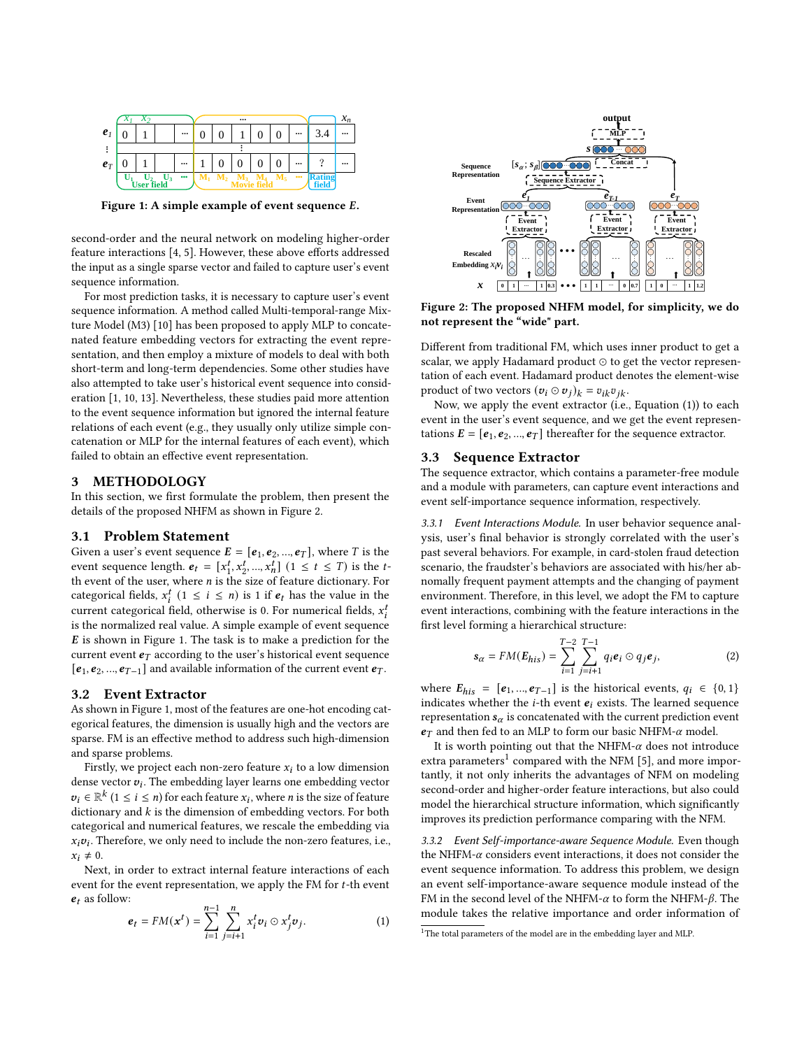Figure 1: A simple example of event sequence $E$.

second-order and the neural network on modeling higher-order feature interactions [4, 5]. However, these above efforts addressed the input as a single sparse vector and failed to capture user's event sequence information.

For most prediction tasks, it is necessary to capture user's event sequence information. A method called Multi-temporal-range Mixture Model (M3) [10] has been proposed to apply MLP to concatenated feature embedding vectors for extracting the event representation, and then employ a mixture of models to deal with both short-term and long-term dependencies. Some other studies have also attempted to take user's historical event sequence into consideration [1, 10, 13]. Nevertheless, these studies paid more attention to the event sequence information but ignored the internal feature relations of each event (e.g., they usually only utilize simple concatenation or MLP for the internal features of each event), which failed to obtain an effective event representation.

## 3 METHODOLOGY

In this section, we first formulate the problem, then present the details of the proposed NHFM as shown in Figure 2.

### 3.1 Problem Statement

Given a user's event sequence $\boldsymbol{E} = [\boldsymbol{e}_1, \boldsymbol{e}_2, ..., \boldsymbol{e}_T]$, where $T$ is the event sequence length. $\boldsymbol{e}_t = [x_1^t, x_2^t, ..., x_n^t]$ $(1 \le t \le T)$ is the $t$-th event of the user, where $n$ is the size of feature dictionary. For categorical fields, $x_i^t$ $(1 \le i \le n)$ is 1 if $\boldsymbol{e}_t$ has the value in the current categorical field, otherwise is 0. For numerical fields, $x_i^t$ is the normalized real value. A simple example of event sequence $\boldsymbol{E}$ is shown in Figure 1. The task is to make a prediction for the current event $\boldsymbol{e}_T$ according to the user's historical event sequence $[\boldsymbol{e}_1, \boldsymbol{e}_2, ..., \boldsymbol{e}_{T-1}]$ and available information of the current event $\boldsymbol{e}_T$.

### 3.2 Event Extractor

As shown in Figure 1, most of the features are one-hot encoding categorical features, the dimension is usually high and the vectors are sparse. FM is an effective method to address such high-dimension and sparse problems.

Firstly, we project each non-zero feature $x_i$ to a low dimension dense vector $\boldsymbol{v}_i$. The embedding layer learns one embedding vector $\boldsymbol{v}_i \in \mathbb{R}^k$ $(1 \le i \le n)$ for each feature $x_i$, where $n$ is the size of feature dictionary and $k$ is the dimension of embedding vectors. For both categorical and numerical features, we rescale the embedding via $x_i\boldsymbol{v}_i$. Therefore, we only need to include the non-zero features, i.e., $x_i \neq 0$.

Next, in order to extract internal feature interactions of each event for the event representation, we apply the FM for $t$-th event $\boldsymbol{e}_t$ as follow:

$$\boldsymbol{e}_t = FM(\boldsymbol{x}^t) = \sum_{i=1}^{n-1} \sum_{j=i+1}^{n} x_i^t \boldsymbol{v}_i \odot x_j^t \boldsymbol{v}_j. \tag{1}$$

Figure 2: The proposed NHFM model, for simplicity, we do not represent the "wide" part.

Different from traditional FM, which uses inner product to get a scalar, we apply Hadamard product $\odot$ to get the vector representation of each event. Hadamard product denotes the element-wise product of two vectors $(\boldsymbol{v}_i \odot \boldsymbol{v}_j)_k = v_{ik}v_{jk}$.

Now, we apply the event extractor (i.e., Equation (1)) to each event in the user's event sequence, and we get the event representations $\boldsymbol{E} = [\boldsymbol{e}_1, \boldsymbol{e}_2, ..., \boldsymbol{e}_T]$ thereafter for the sequence extractor.

### 3.3 Sequence Extractor

The sequence extractor, which contains a parameter-free module and a module with parameters, can capture event interactions and event self-importance sequence information, respectively.

#### 3.3.1 *Event Interactions Module.*

In user behavior sequence analysis, user's final behavior is strongly correlated with the user's past several behaviors. For example, in card-stolen fraud detection scenario, the fraudster's behaviors are associated with his/her abnormally frequent payment attempts and the changing of payment environment. Therefore, in this level, we adopt the FM to capture event interactions, combining with the feature interactions in the first level forming a hierarchical structure:

$$\boldsymbol{s}_\alpha = FM(\boldsymbol{E}_{his}) = \sum_{i=1}^{T-2} \sum_{j=i+1}^{T-1} q_i \boldsymbol{e}_i \odot q_j \boldsymbol{e}_j, \tag{2}$$

where $\boldsymbol{E}_{his} = [\boldsymbol{e}_1, ..., \boldsymbol{e}_{T-1}]$ is the historical events, $q_i \in \{0, 1\}$ indicates whether the $i$-th event $\boldsymbol{e}_i$ exists. The learned sequence representation $\boldsymbol{s}_\alpha$ is concatenated with the current prediction event $\boldsymbol{e}_T$ and then fed to an MLP to form our basic NHFM-$\alpha$ model.

It is worth pointing out that the NHFM-$\alpha$ does not introduce extra parameters[1] compared with the NFM [5], and more importantly, it not only inherits the advantages of NFM on modeling second-order and higher-order feature interactions, but also could model the hierarchical structure information, which significantly improves its prediction performance comparing with the NFM.

#### 3.3.2 *Event Self-importance-aware Sequence Module.*

Even though the NHFM-$\alpha$ considers event interactions, it does not consider the event sequence information. To address this problem, we design an event self-importance-aware sequence module instead of the FM in the second level of the NHFM-$\alpha$ to form the NHFM-$\beta$. The module takes the relative importance and order information of

[1] The total parameters of the model are in the embedding layer and MLP.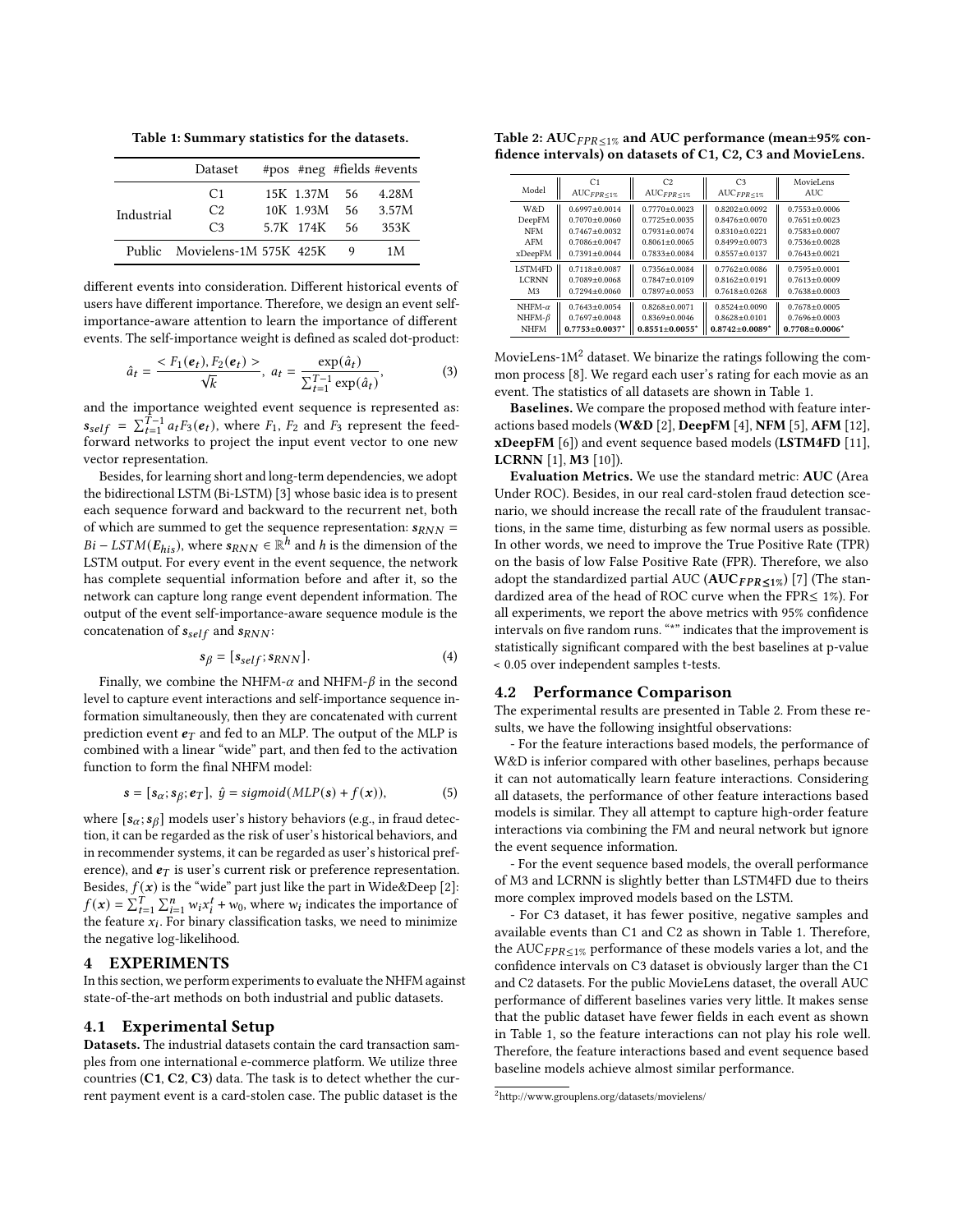Table 1: Summary statistics for the datasets.

| | Dataset | #pos | #neg | #fields | #events |
|---|---|---|---|---|---|
| Industrial | C1 | 15K | 1.37M | 56 | 4.28M |
| | C2 | 10K | 1.93M | 56 | 3.57M |
| | C3 | 5.7K | 174K | 56 | 353K |
| Public | Movielens-1M | 575K | 425K | 9 | 1M |

different events into consideration. Different historical events of users have different importance. Therefore, we design an event self-importance-aware attention to learn the importance of different events. The self-importance weight is defined as scaled dot-product:

$$\hat{a}_t = \frac{< F_1(\boldsymbol{e}_t), F_2(\boldsymbol{e}_t) >}{\sqrt{k}}, \ a_t = \frac{\exp(\hat{a}_t)}{\sum_{t=1}^{T-1} \exp(\hat{a}_t)}, \tag{3}$$

and the importance weighted event sequence is represented as: $\boldsymbol{s}_{self} = \sum_{t=1}^{T-1} a_t F_3(\boldsymbol{e}_t)$, where $F_1$, $F_2$ and $F_3$ represent the feed-forward networks to project the input event vector to one new vector representation.

Besides, for learning short and long-term dependencies, we adopt the bidirectional LSTM (Bi-LSTM) [3] whose basic idea is to present each sequence forward and backward to the recurrent net, both of which are summed to get the sequence representation: $\boldsymbol{s}_{RNN} = Bi-LSTM(\boldsymbol{E}_{his})$, where $\boldsymbol{s}_{RNN} \in \mathbb{R}^h$ and $h$ is the dimension of the LSTM output. For every event in the event sequence, the network has complete sequential information before and after it, so the network can capture long range event dependent information. The output of the event self-importance-aware sequence module is the concatenation of $\boldsymbol{s}_{self}$ and $\boldsymbol{s}_{RNN}$:

$$\boldsymbol{s}_{\beta} = [\boldsymbol{s}_{self}; \boldsymbol{s}_{RNN}]. \tag{4}$$

Finally, we combine the NHFM-$\alpha$ and NHFM-$\beta$ in the second level to capture event interactions and self-importance sequence information simultaneously, then they are concatenated with current prediction event $\boldsymbol{e}_T$ and fed to an MLP. The output of the MLP is combined with a linear "wide" part, and then fed to the activation function to form the final NHFM model:

$$\boldsymbol{s} = [\boldsymbol{s}_{\alpha}; \boldsymbol{s}_{\beta}; \boldsymbol{e}_T], \ \hat{y} = sigmoid(MLP(\boldsymbol{s}) + f(\boldsymbol{x})), \tag{5}$$

where $[\boldsymbol{s}_{\alpha}; \boldsymbol{s}_{\beta}]$ models user's history behaviors (e.g., in fraud detection, it can be regarded as the risk of user's historical behaviors, and in recommender systems, it can be regarded as user's historical preference), and $\boldsymbol{e}_T$ is user's current risk or preference representation. Besides, $f(\boldsymbol{x})$ is the "wide" part just like the part in Wide&Deep [2]: $f(\boldsymbol{x}) = \sum_{t=1}^{T} \sum_{i=1}^{n} w_i x_i^t + w_0$, where $w_i$ indicates the importance of the feature $x_i$. For binary classification tasks, we need to minimize the negative log-likelihood.

## 4 EXPERIMENTS

In this section, we perform experiments to evaluate the NHFM against state-of-the-art methods on both industrial and public datasets.

### 4.1 Experimental Setup

**Datasets.** The industrial datasets contain the card transaction samples from one international e-commerce platform. We utilize three countries (**C1**, **C2**, **C3**) data. The task is to detect whether the current payment event is a card-stolen case. The public dataset is the MovieLens-1M[2] dataset. We binarize the ratings following the common process [8]. We regard each user's rating for each movie as an event. The statistics of all datasets are shown in Table 1.

**Baselines.** We compare the proposed method with feature interactions based models (**W&D** [2], **DeepFM** [4], **NFM** [5], **AFM** [12], **xDeepFM** [6]) and event sequence based models (**LSTM4FD** [11], **LCRNN** [1], **M3** [10]).

**Evaluation Metrics.** We use the standard metric: **AUC** (Area Under ROC). Besides, in our real card-stolen fraud detection scenario, we should increase the recall rate of the fraudulent transactions, in the same time, disturbing as few normal users as possible. In other words, we need to improve the True Positive Rate (TPR) on the basis of low False Positive Rate (FPR). Therefore, we also adopt the standardized partial AUC ($\mathbf{AUC}_{FPR\leq1\%}$) [7] (The standardized area of the head of ROC curve when the FPR≤ 1%). For all experiments, we report the above metrics with 95% confidence intervals on five random runs. "*" indicates that the improvement is statistically significant compared with the best baselines at p-value < 0.05 over independent samples t-tests.

Table 2: $\text{AUC}_{FPR\leq1\%}$ and AUC performance (mean±95% confidence intervals) on datasets of C1, C2, C3 and MovieLens.

| Model | C1 $\text{AUC}_{FPR\leq1\%}$ | C2 $\text{AUC}_{FPR\leq1\%}$ | C3 $\text{AUC}_{FPR\leq1\%}$ | MovieLens AUC |
|---|---|---|---|---|
| W&D | 0.6997±0.0014 | 0.7770±0.0023 | 0.8202±0.0092 | 0.7553±0.0006 |
| DeepFM | 0.7070±0.0060 | 0.7725±0.0035 | 0.8476±0.0070 | 0.7651±0.0023 |
| NFM | 0.7467±0.0032 | 0.7931±0.0074 | 0.8310±0.0221 | 0.7583±0.0007 |
| AFM | 0.7086±0.0047 | 0.8061±0.0065 | 0.8499±0.0073 | 0.7536±0.0028 |
| xDeepFM | 0.7391±0.0044 | 0.7833±0.0084 | 0.8557±0.0137 | 0.7643±0.0021 |
| LSTM4FD | 0.7118±0.0087 | 0.7356±0.0084 | 0.7762±0.0086 | 0.7595±0.0001 |
| LCRNN | 0.7089±0.0068 | 0.7847±0.0109 | 0.8162±0.0191 | 0.7613±0.0009 |
| M3 | 0.7294±0.0060 | 0.7897±0.0053 | 0.7618±0.0268 | 0.7638±0.0003 |
| NHFM-$\alpha$ | 0.7643±0.0054 | 0.8268±0.0071 | 0.8524±0.0090 | 0.7678±0.0005 |
| NHFM-$\beta$ | 0.7697±0.0048 | 0.8369±0.0046 | 0.8628±0.0101 | 0.7696±0.0003 |
| NHFM | **0.7753±0.0037*** | **0.8551±0.0055*** | **0.8742±0.0089*** | **0.7708±0.0006*** |

### 4.2 Performance Comparison

The experimental results are presented in Table 2. From these results, we have the following insightful observations:

- For the feature interactions based models, the performance of W&D is inferior compared with other baselines, perhaps because it can not automatically learn feature interactions. Considering all datasets, the performance of other feature interactions based models is similar. They all attempt to capture high-order feature interactions via combining the FM and neural network but ignore the event sequence information.

- For the event sequence based models, the overall performance of M3 and LCRNN is slightly better than LSTM4FD due to theirs more complex improved models based on the LSTM.

- For C3 dataset, it has fewer positive, negative samples and available events than C1 and C2 as shown in Table 1. Therefore, the $\text{AUC}_{FPR\leq1\%}$ performance of these models varies a lot, and the confidence intervals on C3 dataset is obviously larger than the C1 and C2 datasets. For the public MovieLens dataset, the overall AUC performance of different baselines varies very little. It makes sense that the public dataset have fewer fields in each event as shown in Table 1, so the feature interactions can not play his role well. Therefore, the feature interactions based and event sequence based baseline models achieve almost similar performance.

[2] http://www.grouplens.org/datasets/movielens/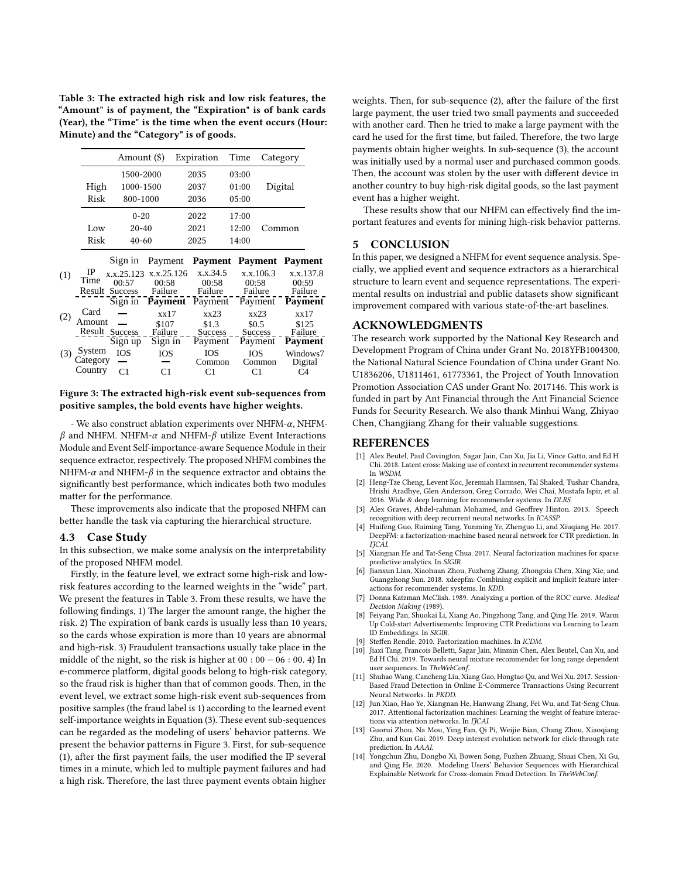Table 3: The extracted high risk and low risk features, the "Amount" is of payment, the "Expiration" is of bank cards (Year), the "Time" is the time when the event occurs (Hour: Minute) and the "Category" is of goods.

| | Amount ($) | Expiration | Time | Category |
|---|---|---|---|---|
| High Risk | 1500-2000 | 2035 | 03:00 | Digital |
| | 1000-1500 | 2037 | 01:00 | |
| | 800-1000 | 2036 | 05:00 | |
| Low Risk | 0-20 | 2022 | 17:00 | Common |
| | 20-40 | 2021 | 12:00 | |
| | 40-60 | 2025 | 14:00 | |

| | | | | | | |
|---|---|---|---|---|---|---|
| (1) | | Sign in | Payment | **Payment** | **Payment** | **Payment** |
| | IP | x.x.25.123 | x.x.25.126 | x.x.34.5 | x.x.106.3 | x.x.137.8 |
| | Time | 00:57 | 00:58 | 00:58 | 00:58 | 00:59 |
| | Result | Success | Failure | Failure | Failure | Failure |
| (2) | | Sign in | **Payment** | Payment | Payment | **Payment** |
| | Card | — | xx17 | xx23 | xx23 | xx17 |
| | Amount | — | $107 | $1.3 | $0.5 | $125 |
| | Result | Success | Failure | Success | Success | Failure |
| (3) | | Sign up | Sign in | Payment | Payment | **Payment** |
| | System | IOS | IOS | IOS | IOS | Windows7 |
| | Category | — | — | Common | Common | Digital |
| | Country | C1 | C1 | C1 | C1 | C4 |

Figure 3: The extracted high-risk event sub-sequences from positive samples, the bold events have higher weights.

- We also construct ablation experiments over NHFM-$\alpha$, NHFM-$\beta$ and NHFM. NHFM-$\alpha$ and NHFM-$\beta$ utilize Event Interactions Module and Event Self-importance-aware Sequence Module in their sequence extractor, respectively. The proposed NHFM combines the NHFM-$\alpha$ and NHFM-$\beta$ in the sequence extractor and obtains the significantly best performance, which indicates both two modules matter for the performance.

These improvements also indicate that the proposed NHFM can better handle the task via capturing the hierarchical structure.

### 4.3 Case Study

In this subsection, we make some analysis on the interpretability of the proposed NHFM model.

Firstly, in the feature level, we extract some high-risk and low-risk features according to the learned weights in the "wide" part. We present the features in Table 3. From these results, we have the following findings, 1) The larger the amount range, the higher the risk. 2) The expiration of bank cards is usually less than 10 years, so the cards whose expiration is more than 10 years are abnormal and high-risk. 3) Fraudulent transactions usually take place in the middle of the night, so the risk is higher at $00:00-06:00$. 4) In e-commerce platform, digital goods belong to high-risk category, so the fraud risk is higher than that of common goods. Then, in the event level, we extract some high-risk event sub-sequences from positive samples (the fraud label is 1) according to the learned event self-importance weights in Equation (3). These event sub-sequences can be regarded as the modeling of users' behavior patterns. We present the behavior patterns in Figure 3. First, for sub-sequence (1), after the first payment fails, the user modified the IP several times in a minute, which led to multiple payment failures and had a high risk. Therefore, the last three payment events obtain higher weights. Then, for sub-sequence (2), after the failure of the first large payment, the user tried two small payments and succeeded with another card. Then he tried to make a large payment with the card he used for the first time, but failed. Therefore, the two large payments obtain higher weights. In sub-sequence (3), the account was initially used by a normal user and purchased common goods. Then, the account was stolen by the user with different device in another country to buy high-risk digital goods, so the last payment event has a higher weight.

These results show that our NHFM can effectively find the important features and events for mining high-risk behavior patterns.

## 5 CONCLUSION

In this paper, we designed a NHFM for event sequence analysis. Specially, we applied event and sequence extractors as a hierarchical structure to learn event and sequence representations. The experimental results on industrial and public datasets show significant improvement compared with various state-of-the-art baselines.

## ACKNOWLEDGMENTS

The research work supported by the National Key Research and Development Program of China under Grant No. 2018YFB1004300, the National Natural Science Foundation of China under Grant No. U1836206, U1811461, 61773361, the Project of Youth Innovation Promotion Association CAS under Grant No. 2017146. This work is funded in part by Ant Financial through the Ant Financial Science Funds for Security Research. We also thank Minhui Wang, Zhiyao Chen, Changjiang Zhang for their valuable suggestions.

## REFERENCES

[1] Alex Beutel, Paul Covington, Sagar Jain, Can Xu, Jia Li, Vince Gatto, and Ed H Chi. 2018. Latent cross: Making use of context in recurrent recommender systems. In *WSDM*.

[2] Heng-Tze Cheng, Levent Koc, Jeremiah Harmsen, Tal Shaked, Tushar Chandra, Hrishi Aradhye, Glen Anderson, Greg Corrado, Wei Chai, Mustafa Ispir, et al. 2016. Wide & deep learning for recommender systems. In *DLRS*.

[3] Alex Graves, Abdel-rahman Mohamed, and Geoffrey Hinton. 2013. Speech recognition with deep recurrent neural networks. In *ICASSP*.

[4] Huifeng Guo, Ruiming Tang, Yunming Ye, Zhenguo Li, and Xiuqiang He. 2017. DeepFM: a factorization-machine based neural network for CTR prediction. In *IJCAI*.

[5] Xiangnan He and Tat-Seng Chua. 2017. Neural factorization machines for sparse predictive analytics. In *SIGIR*.

[6] Jianxun Lian, Xiaohuan Zhou, Fuzheng Zhang, Zhongxia Chen, Xing Xie, and Guangzhong Sun. 2018. xdeepfm: Combining explicit and implicit feature interactions for recommender systems. In *KDD*.

[7] Donna Katzman McClish. 1989. Analyzing a portion of the ROC curve. *Medical Decision Making* (1989).

[8] Feiyang Pan, Shuokai Li, Xiang Ao, Pingzhong Tang, and Qing He. 2019. Warm Up Cold-start Advertisements: Improving CTR Predictions via Learning to Learn ID Embeddings. In *SIGIR*.

[9] Steffen Rendle. 2010. Factorization machines. In *ICDM*.

[10] Jiaxi Tang, Francois Belletti, Sagar Jain, Minmin Chen, Alex Beutel, Can Xu, and Ed H Chi. 2019. Towards neural mixture recommender for long range dependent user sequences. In *TheWebConf*.

[11] Shuhao Wang, Cancheng Liu, Xiang Gao, Hongtao Qu, and Wei Xu. 2017. Session-Based Fraud Detection in Online E-Commerce Transactions Using Recurrent Neural Networks. In *PKDD*.

[12] Jun Xiao, Hao Ye, Xiangnan He, Hanwang Zhang, Fei Wu, and Tat-Seng Chua. 2017. Attentional factorization machines: Learning the weight of feature interactions via attention networks. In *IJCAI*.

[13] Guorui Zhou, Na Mou, Ying Fan, Qi Pi, Weijie Bian, Chang Zhou, Xiaoqiang Zhu, and Kun Gai. 2019. Deep interest evolution network for click-through rate prediction. In *AAAI*.

[14] Yongchun Zhu, Dongbo Xi, Bowen Song, Fuzhen Zhuang, Shuai Chen, Xi Gu, and Qing He. 2020. Modeling Users' Behavior Sequences with Hierarchical Explainable Network for Cross-domain Fraud Detection. In *TheWebConf*.